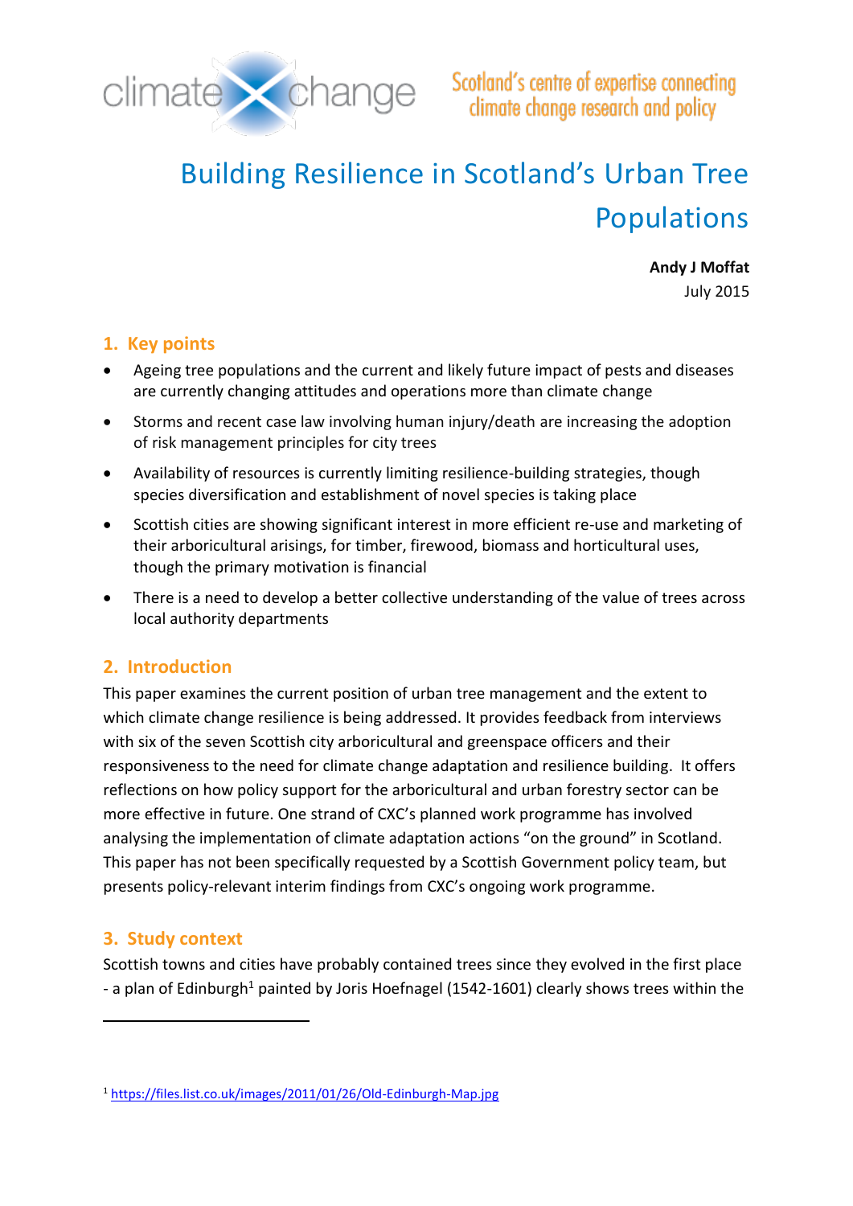climate change

Scotland's centre of expertise connecting climate change research and policy

# Building Resilience in Scotland's Urban Tree Populations

**Andy J Moffat**
July 2015

## 1. Key points

- Ageing tree populations and the current and likely future impact of pests and diseases are currently changing attitudes and operations more than climate change
- Storms and recent case law involving human injury/death are increasing the adoption of risk management principles for city trees
- Availability of resources is currently limiting resilience-building strategies, though species diversification and establishment of novel species is taking place
- Scottish cities are showing significant interest in more efficient re-use and marketing of their arboricultural arisings, for timber, firewood, biomass and horticultural uses, though the primary motivation is financial
- There is a need to develop a better collective understanding of the value of trees across local authority departments

## 2. Introduction

This paper examines the current position of urban tree management and the extent to which climate change resilience is being addressed. It provides feedback from interviews with six of the seven Scottish city arboricultural and greenspace officers and their responsiveness to the need for climate change adaptation and resilience building. It offers reflections on how policy support for the arboricultural and urban forestry sector can be more effective in future. One strand of CXC's planned work programme has involved analysing the implementation of climate adaptation actions "on the ground" in Scotland. This paper has not been specifically requested by a Scottish Government policy team, but presents policy-relevant interim findings from CXC's ongoing work programme.

## 3. Study context

Scottish towns and cities have probably contained trees since they evolved in the first place - a plan of Edinburgh[1] painted by Joris Hoefnagel (1542-1601) clearly shows trees within the

[1] https://files.list.co.uk/images/2011/01/26/Old-Edinburgh-Map.jpg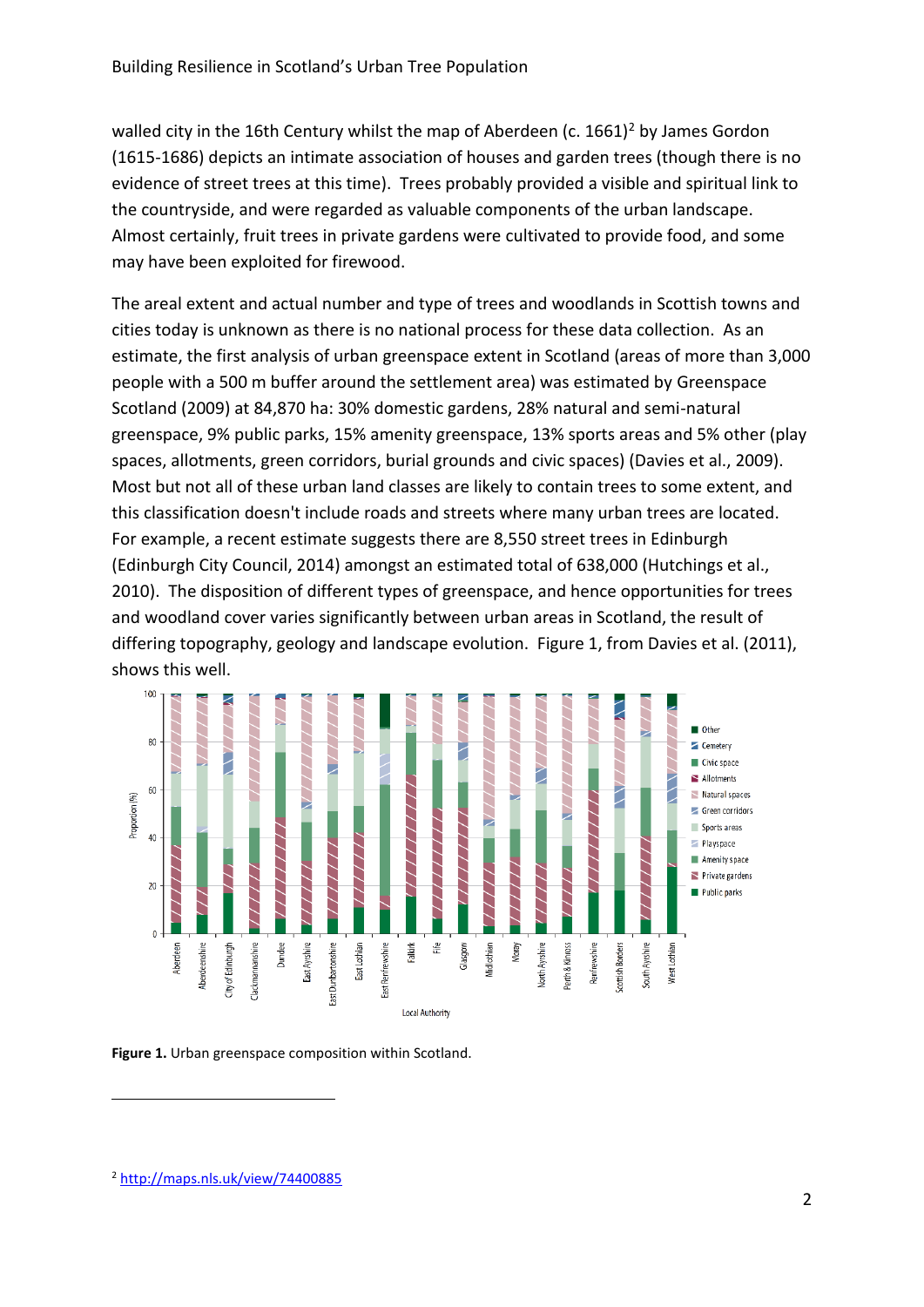walled city in the 16th Century whilst the map of Aberdeen (c. 1661)[2] by James Gordon (1615-1686) depicts an intimate association of houses and garden trees (though there is no evidence of street trees at this time). Trees probably provided a visible and spiritual link to the countryside, and were regarded as valuable components of the urban landscape. Almost certainly, fruit trees in private gardens were cultivated to provide food, and some may have been exploited for firewood.

The areal extent and actual number and type of trees and woodlands in Scottish towns and cities today is unknown as there is no national process for these data collection. As an estimate, the first analysis of urban greenspace extent in Scotland (areas of more than 3,000 people with a 500 m buffer around the settlement area) was estimated by Greenspace Scotland (2009) at 84,870 ha: 30% domestic gardens, 28% natural and semi-natural greenspace, 9% public parks, 15% amenity greenspace, 13% sports areas and 5% other (play spaces, allotments, green corridors, burial grounds and civic spaces) (Davies et al., 2009). Most but not all of these urban land classes are likely to contain trees to some extent, and this classification doesn't include roads and streets where many urban trees are located. For example, a recent estimate suggests there are 8,550 street trees in Edinburgh (Edinburgh City Council, 2014) amongst an estimated total of 638,000 (Hutchings et al., 2010). The disposition of different types of greenspace, and hence opportunities for trees and woodland cover varies significantly between urban areas in Scotland, the result of differing topography, geology and landscape evolution. Figure 1, from Davies et al. (2011), shows this well.

**Figure 1.** Urban greenspace composition within Scotland.

[2] http://maps.nls.uk/view/74400885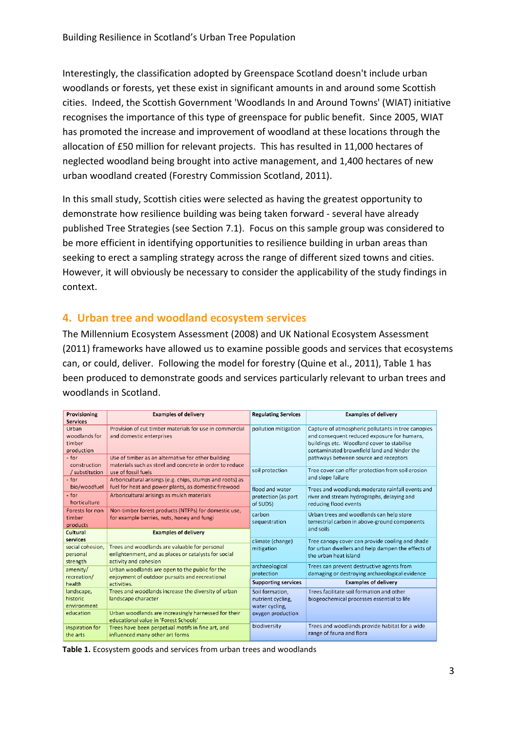Interestingly, the classification adopted by Greenspace Scotland doesn't include urban woodlands or forests, yet these exist in significant amounts in and around some Scottish cities. Indeed, the Scottish Government 'Woodlands In and Around Towns' (WIAT) initiative recognises the importance of this type of greenspace for public benefit. Since 2005, WIAT has promoted the increase and improvement of woodland at these locations through the allocation of £50 million for relevant projects. This has resulted in 11,000 hectares of neglected woodland being brought into active management, and 1,400 hectares of new urban woodland created (Forestry Commission Scotland, 2011).

In this small study, Scottish cities were selected as having the greatest opportunity to demonstrate how resilience building was being taken forward - several have already published Tree Strategies (see Section 7.1). Focus on this sample group was considered to be more efficient in identifying opportunities to resilience building in urban areas than seeking to erect a sampling strategy across the range of different sized towns and cities. However, it will obviously be necessary to consider the applicability of the study findings in context.

## 4. Urban tree and woodland ecosystem services

The Millennium Ecosystem Assessment (2008) and UK National Ecosystem Assessment (2011) frameworks have allowed us to examine possible goods and services that ecosystems can, or could, deliver. Following the model for forestry (Quine et al., 2011), Table 1 has been produced to demonstrate goods and services particularly relevant to urban trees and woodlands in Scotland.

| Provisioning Services | Examples of delivery |
|---|---|
| Urban woodlands for timber production | Provision of cut timber materials for use in commercial and domestic enterprises |
| - for construction / substitution | Use of timber as an alternative for other building materials such as steel and concrete in order to reduce use of fossil fuels |
| - for bio/woodfuel | Arboricultural arisings (e.g. chips, stumps and roots) as fuel for heat and power plants, as domestic firewood |
| - for horticulture | Arboricultural arisings as mulch materials |
| Forests for non timber products | Non-timber forest products (NTFPs) for domestic use, for example berries, nuts, honey and fungi |
| **Cultural services** | **Examples of delivery** |
| social cohesion, personal strength | Trees and woodlands are valuable for personal enlightenment, and as places or catalysts for social activity and cohesion |
| amenity/ recreation/ health | Urban woodlands are open to the public for the enjoyment of outdoor pursuits and recreational activities. |
| landscape, historic environment | Trees and woodlands increase the diversity of urban landscape character |
| education | Urban woodlands are increasingly harnessed for their educational value in 'Forest Schools' |
| inspiration for the arts | Trees have been perpetual motifs in fine art, and influenced many other art forms |

| Regulating Services | Examples of delivery |
|---|---|
| pollution mitigation | Capture of atmospheric pollutants in tree canopies and consequent reduced exposure for humans, buildings etc. Woodland cover to stabilise contaminated brownfield land and hinder the pathways between source and receptors |
| soil protection | Tree cover can offer protection from soil erosion and slope failure |
| flood and water protection (as part of SUDS) | Trees and woodlands moderate rainfall events and river and stream hydrographs, delaying and reducing flood events |
| carbon sequestration | Urban trees and woodlands can help store terrestrial carbon in above-ground components and soils |
| climate (change) mitigation | Tree canopy cover can provide cooling and shade for urban dwellers and help dampen the effects of the urban heat island |
| archaeological protection | Trees can prevent destructive agents from damaging or destroying archaeological evidence |
| **Supporting services** | **Examples of delivery** |
| Soil formation, nutrient cycling, water cycling, oxygen production | Trees facilitate soil formation and other biogeochemical processes essential to life |
| biodiversity | Trees and woodlands provide habitat for a wide range of fauna and flora |

**Table 1.** Ecosystem goods and services from urban trees and woodlands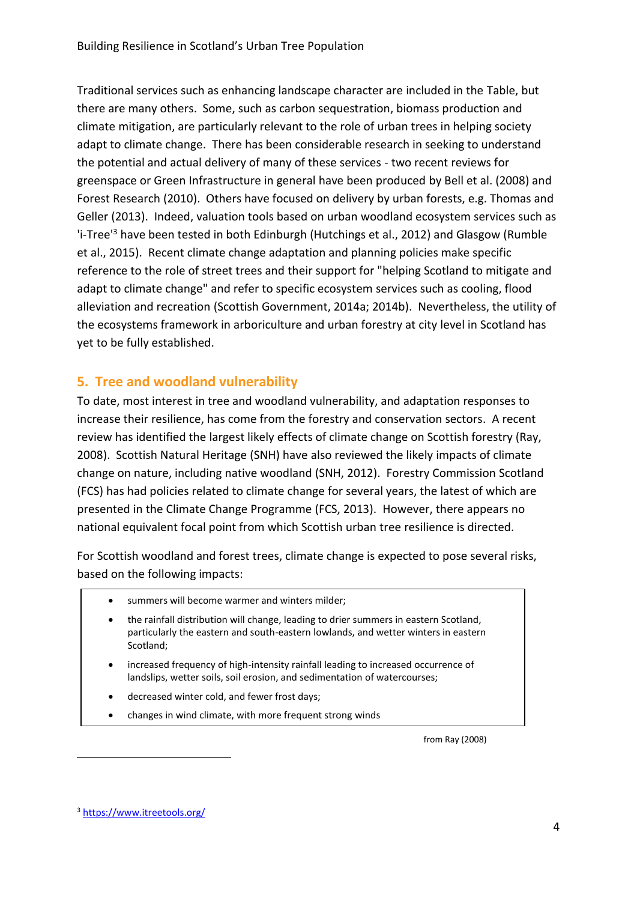Traditional services such as enhancing landscape character are included in the Table, but there are many others. Some, such as carbon sequestration, biomass production and climate mitigation, are particularly relevant to the role of urban trees in helping society adapt to climate change. There has been considerable research in seeking to understand the potential and actual delivery of many of these services - two recent reviews for greenspace or Green Infrastructure in general have been produced by Bell et al. (2008) and Forest Research (2010). Others have focused on delivery by urban forests, e.g. Thomas and Geller (2013). Indeed, valuation tools based on urban woodland ecosystem services such as 'i-Tree'[3] have been tested in both Edinburgh (Hutchings et al., 2012) and Glasgow (Rumble et al., 2015). Recent climate change adaptation and planning policies make specific reference to the role of street trees and their support for "helping Scotland to mitigate and adapt to climate change" and refer to specific ecosystem services such as cooling, flood alleviation and recreation (Scottish Government, 2014a; 2014b). Nevertheless, the utility of the ecosystems framework in arboriculture and urban forestry at city level in Scotland has yet to be fully established.

## 5. Tree and woodland vulnerability

To date, most interest in tree and woodland vulnerability, and adaptation responses to increase their resilience, has come from the forestry and conservation sectors. A recent review has identified the largest likely effects of climate change on Scottish forestry (Ray, 2008). Scottish Natural Heritage (SNH) have also reviewed the likely impacts of climate change on nature, including native woodland (SNH, 2012). Forestry Commission Scotland (FCS) has had policies related to climate change for several years, the latest of which are presented in the Climate Change Programme (FCS, 2013). However, there appears no national equivalent focal point from which Scottish urban tree resilience is directed.

For Scottish woodland and forest trees, climate change is expected to pose several risks, based on the following impacts:

- summers will become warmer and winters milder;
- the rainfall distribution will change, leading to drier summers in eastern Scotland, particularly the eastern and south-eastern lowlands, and wetter winters in eastern Scotland;
- increased frequency of high-intensity rainfall leading to increased occurrence of landslips, wetter soils, soil erosion, and sedimentation of watercourses;
- decreased winter cold, and fewer frost days;
- changes in wind climate, with more frequent strong winds

from Ray (2008)

[3] https://www.itreetools.org/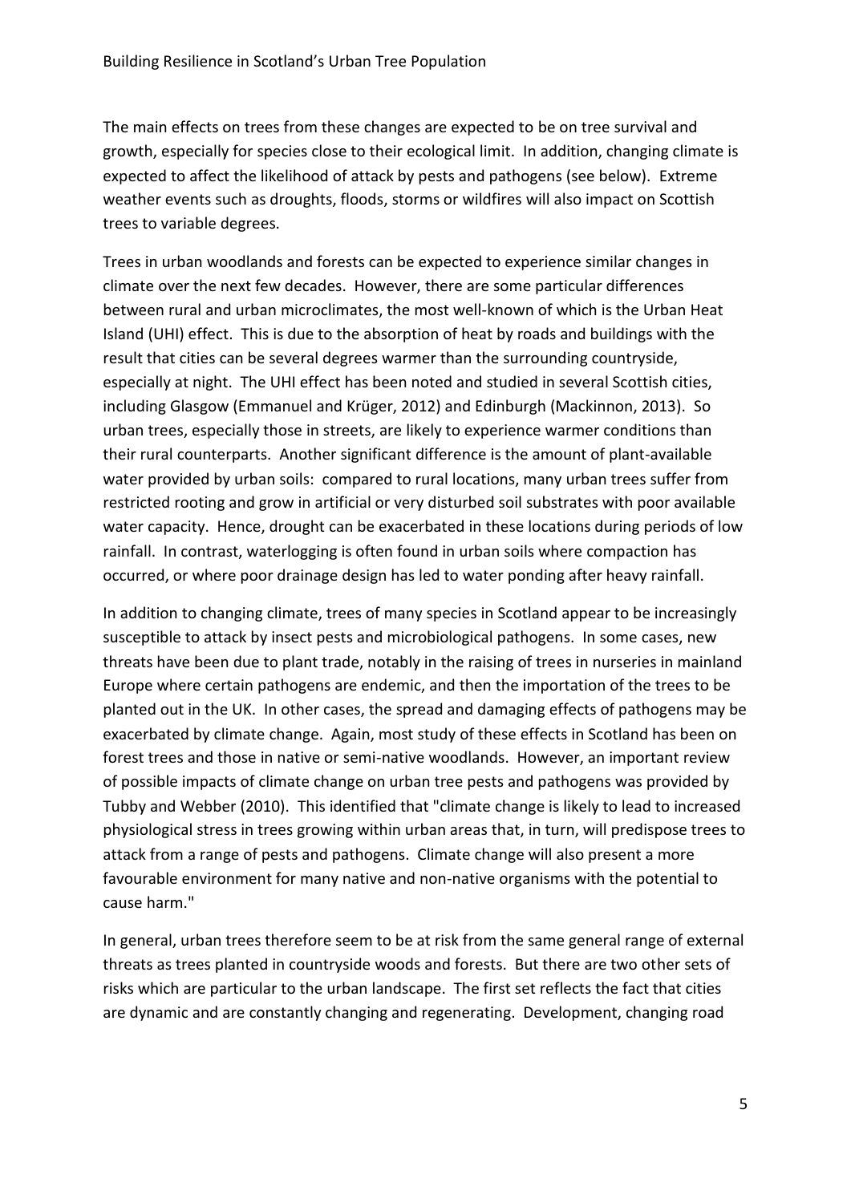The main effects on trees from these changes are expected to be on tree survival and growth, especially for species close to their ecological limit. In addition, changing climate is expected to affect the likelihood of attack by pests and pathogens (see below). Extreme weather events such as droughts, floods, storms or wildfires will also impact on Scottish trees to variable degrees.

Trees in urban woodlands and forests can be expected to experience similar changes in climate over the next few decades. However, there are some particular differences between rural and urban microclimates, the most well-known of which is the Urban Heat Island (UHI) effect. This is due to the absorption of heat by roads and buildings with the result that cities can be several degrees warmer than the surrounding countryside, especially at night. The UHI effect has been noted and studied in several Scottish cities, including Glasgow (Emmanuel and Krüger, 2012) and Edinburgh (Mackinnon, 2013). So urban trees, especially those in streets, are likely to experience warmer conditions than their rural counterparts. Another significant difference is the amount of plant-available water provided by urban soils: compared to rural locations, many urban trees suffer from restricted rooting and grow in artificial or very disturbed soil substrates with poor available water capacity. Hence, drought can be exacerbated in these locations during periods of low rainfall. In contrast, waterlogging is often found in urban soils where compaction has occurred, or where poor drainage design has led to water ponding after heavy rainfall.

In addition to changing climate, trees of many species in Scotland appear to be increasingly susceptible to attack by insect pests and microbiological pathogens. In some cases, new threats have been due to plant trade, notably in the raising of trees in nurseries in mainland Europe where certain pathogens are endemic, and then the importation of the trees to be planted out in the UK. In other cases, the spread and damaging effects of pathogens may be exacerbated by climate change. Again, most study of these effects in Scotland has been on forest trees and those in native or semi-native woodlands. However, an important review of possible impacts of climate change on urban tree pests and pathogens was provided by Tubby and Webber (2010). This identified that "climate change is likely to lead to increased physiological stress in trees growing within urban areas that, in turn, will predispose trees to attack from a range of pests and pathogens. Climate change will also present a more favourable environment for many native and non-native organisms with the potential to cause harm."

In general, urban trees therefore seem to be at risk from the same general range of external threats as trees planted in countryside woods and forests. But there are two other sets of risks which are particular to the urban landscape. The first set reflects the fact that cities are dynamic and are constantly changing and regenerating. Development, changing road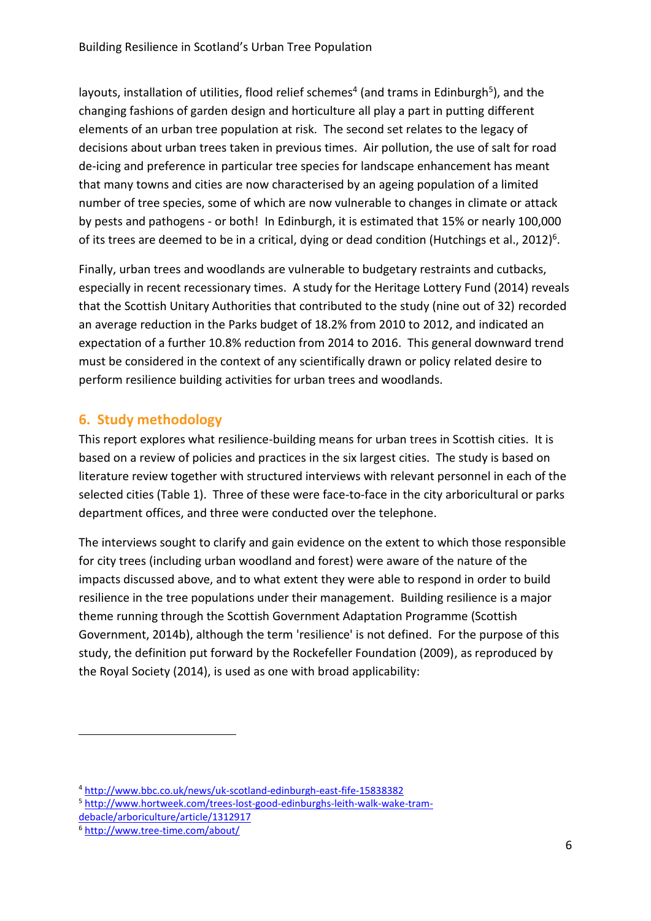layouts, installation of utilities, flood relief schemes[4] (and trams in Edinburgh[5]), and the changing fashions of garden design and horticulture all play a part in putting different elements of an urban tree population at risk. The second set relates to the legacy of decisions about urban trees taken in previous times. Air pollution, the use of salt for road de-icing and preference in particular tree species for landscape enhancement has meant that many towns and cities are now characterised by an ageing population of a limited number of tree species, some of which are now vulnerable to changes in climate or attack by pests and pathogens - or both! In Edinburgh, it is estimated that 15% or nearly 100,000 of its trees are deemed to be in a critical, dying or dead condition (Hutchings et al., 2012)[6].

Finally, urban trees and woodlands are vulnerable to budgetary restraints and cutbacks, especially in recent recessionary times. A study for the Heritage Lottery Fund (2014) reveals that the Scottish Unitary Authorities that contributed to the study (nine out of 32) recorded an average reduction in the Parks budget of 18.2% from 2010 to 2012, and indicated an expectation of a further 10.8% reduction from 2014 to 2016. This general downward trend must be considered in the context of any scientifically drawn or policy related desire to perform resilience building activities for urban trees and woodlands.

## 6. Study methodology

This report explores what resilience-building means for urban trees in Scottish cities. It is based on a review of policies and practices in the six largest cities. The study is based on literature review together with structured interviews with relevant personnel in each of the selected cities (Table 1). Three of these were face-to-face in the city arboricultural or parks department offices, and three were conducted over the telephone.

The interviews sought to clarify and gain evidence on the extent to which those responsible for city trees (including urban woodland and forest) were aware of the nature of the impacts discussed above, and to what extent they were able to respond in order to build resilience in the tree populations under their management. Building resilience is a major theme running through the Scottish Government Adaptation Programme (Scottish Government, 2014b), although the term 'resilience' is not defined. For the purpose of this study, the definition put forward by the Rockefeller Foundation (2009), as reproduced by the Royal Society (2014), is used as one with broad applicability:

---

[4] http://www.bbc.co.uk/news/uk-scotland-edinburgh-east-fife-15838382

[5] http://www.hortweek.com/trees-lost-good-edinburghs-leith-walk-wake-tram-debacle/arboriculture/article/1312917

[6] http://www.tree-time.com/about/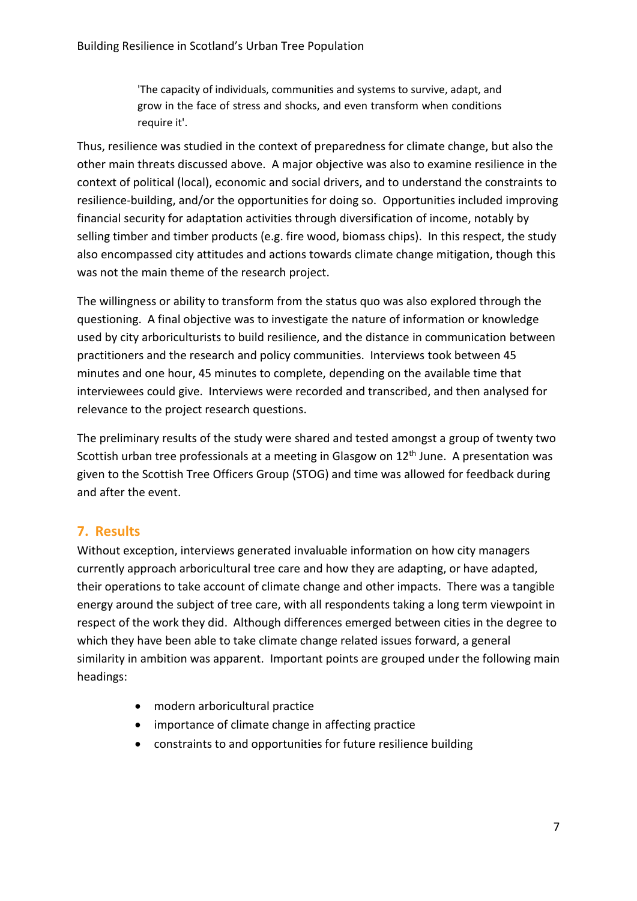> 'The capacity of individuals, communities and systems to survive, adapt, and grow in the face of stress and shocks, and even transform when conditions require it'.

Thus, resilience was studied in the context of preparedness for climate change, but also the other main threats discussed above. A major objective was also to examine resilience in the context of political (local), economic and social drivers, and to understand the constraints to resilience-building, and/or the opportunities for doing so. Opportunities included improving financial security for adaptation activities through diversification of income, notably by selling timber and timber products (e.g. fire wood, biomass chips). In this respect, the study also encompassed city attitudes and actions towards climate change mitigation, though this was not the main theme of the research project.

The willingness or ability to transform from the status quo was also explored through the questioning. A final objective was to investigate the nature of information or knowledge used by city arboriculturists to build resilience, and the distance in communication between practitioners and the research and policy communities. Interviews took between 45 minutes and one hour, 45 minutes to complete, depending on the available time that interviewees could give. Interviews were recorded and transcribed, and then analysed for relevance to the project research questions.

The preliminary results of the study were shared and tested amongst a group of twenty two Scottish urban tree professionals at a meeting in Glasgow on 12th June. A presentation was given to the Scottish Tree Officers Group (STOG) and time was allowed for feedback during and after the event.

## 7. Results

Without exception, interviews generated invaluable information on how city managers currently approach arboricultural tree care and how they are adapting, or have adapted, their operations to take account of climate change and other impacts. There was a tangible energy around the subject of tree care, with all respondents taking a long term viewpoint in respect of the work they did. Although differences emerged between cities in the degree to which they have been able to take climate change related issues forward, a general similarity in ambition was apparent. Important points are grouped under the following main headings:

- modern arboricultural practice
- importance of climate change in affecting practice
- constraints to and opportunities for future resilience building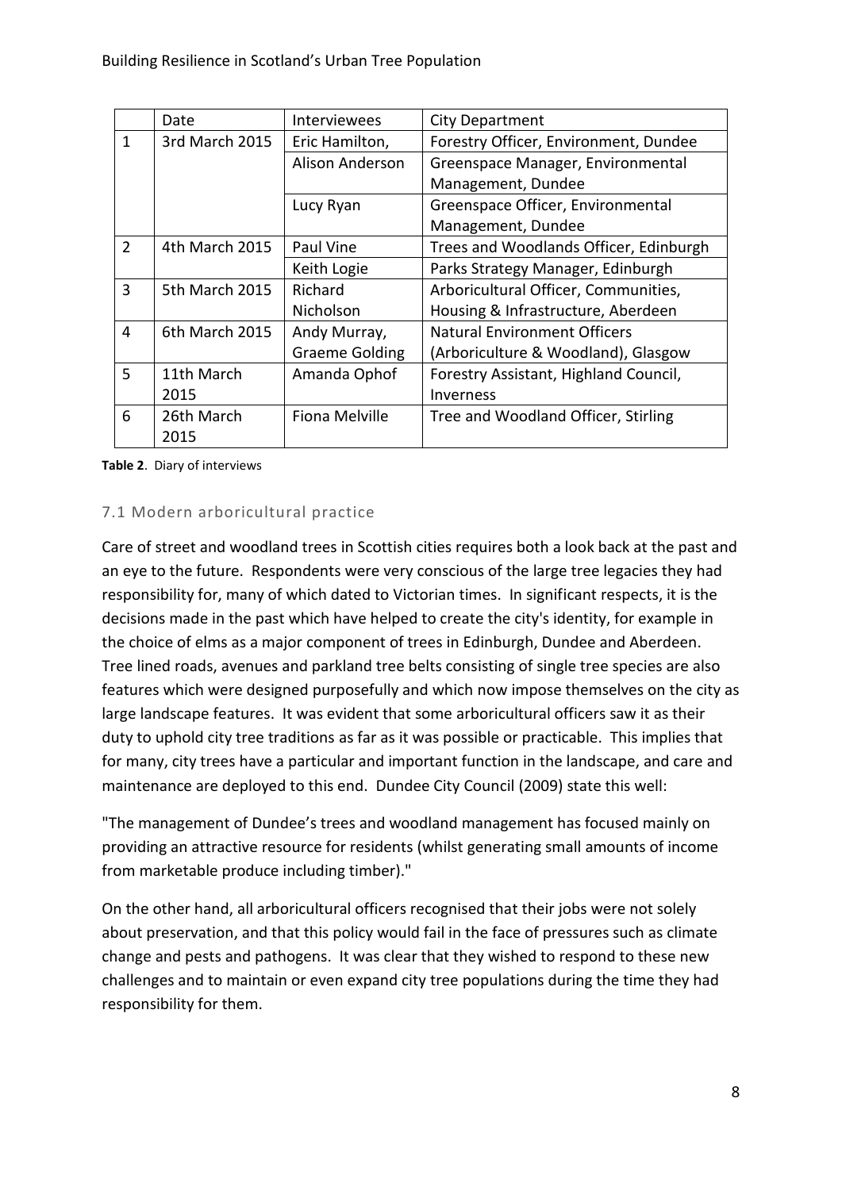| | Date | Interviewees | City Department |
|---|---|---|---|
| 1 | 3rd March 2015 | Eric Hamilton, | Forestry Officer, Environment, Dundee |
| | | Alison Anderson | Greenspace Manager, Environmental Management, Dundee |
| | | Lucy Ryan | Greenspace Officer, Environmental Management, Dundee |
| 2 | 4th March 2015 | Paul Vine | Trees and Woodlands Officer, Edinburgh |
| | | Keith Logie | Parks Strategy Manager, Edinburgh |
| 3 | 5th March 2015 | Richard Nicholson | Arboricultural Officer, Communities, Housing & Infrastructure, Aberdeen |
| 4 | 6th March 2015 | Andy Murray, Graeme Golding | Natural Environment Officers (Arboriculture & Woodland), Glasgow |
| 5 | 11th March 2015 | Amanda Ophof | Forestry Assistant, Highland Council, Inverness |
| 6 | 26th March 2015 | Fiona Melville | Tree and Woodland Officer, Stirling |

**Table 2**. Diary of interviews

### 7.1 Modern arboricultural practice

Care of street and woodland trees in Scottish cities requires both a look back at the past and an eye to the future. Respondents were very conscious of the large tree legacies they had responsibility for, many of which dated to Victorian times. In significant respects, it is the decisions made in the past which have helped to create the city's identity, for example in the choice of elms as a major component of trees in Edinburgh, Dundee and Aberdeen. Tree lined roads, avenues and parkland tree belts consisting of single tree species are also features which were designed purposefully and which now impose themselves on the city as large landscape features. It was evident that some arboricultural officers saw it as their duty to uphold city tree traditions as far as it was possible or practicable. This implies that for many, city trees have a particular and important function in the landscape, and care and maintenance are deployed to this end. Dundee City Council (2009) state this well:

"The management of Dundee's trees and woodland management has focused mainly on providing an attractive resource for residents (whilst generating small amounts of income from marketable produce including timber)."

On the other hand, all arboricultural officers recognised that their jobs were not solely about preservation, and that this policy would fail in the face of pressures such as climate change and pests and pathogens. It was clear that they wished to respond to these new challenges and to maintain or even expand city tree populations during the time they had responsibility for them.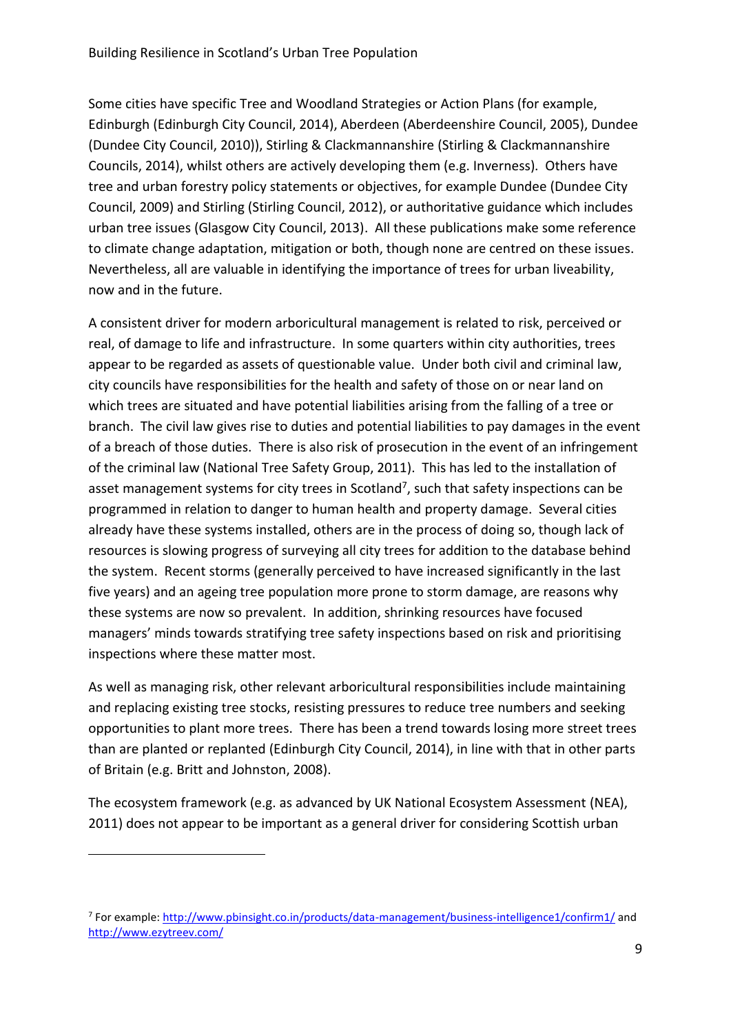Some cities have specific Tree and Woodland Strategies or Action Plans (for example, Edinburgh (Edinburgh City Council, 2014), Aberdeen (Aberdeenshire Council, 2005), Dundee (Dundee City Council, 2010)), Stirling & Clackmannanshire (Stirling & Clackmannanshire Councils, 2014), whilst others are actively developing them (e.g. Inverness). Others have tree and urban forestry policy statements or objectives, for example Dundee (Dundee City Council, 2009) and Stirling (Stirling Council, 2012), or authoritative guidance which includes urban tree issues (Glasgow City Council, 2013). All these publications make some reference to climate change adaptation, mitigation or both, though none are centred on these issues. Nevertheless, all are valuable in identifying the importance of trees for urban liveability, now and in the future.

A consistent driver for modern arboricultural management is related to risk, perceived or real, of damage to life and infrastructure. In some quarters within city authorities, trees appear to be regarded as assets of questionable value. Under both civil and criminal law, city councils have responsibilities for the health and safety of those on or near land on which trees are situated and have potential liabilities arising from the falling of a tree or branch. The civil law gives rise to duties and potential liabilities to pay damages in the event of a breach of those duties. There is also risk of prosecution in the event of an infringement of the criminal law (National Tree Safety Group, 2011). This has led to the installation of asset management systems for city trees in Scotland[7], such that safety inspections can be programmed in relation to danger to human health and property damage. Several cities already have these systems installed, others are in the process of doing so, though lack of resources is slowing progress of surveying all city trees for addition to the database behind the system. Recent storms (generally perceived to have increased significantly in the last five years) and an ageing tree population more prone to storm damage, are reasons why these systems are now so prevalent. In addition, shrinking resources have focused managers' minds towards stratifying tree safety inspections based on risk and prioritising inspections where these matter most.

As well as managing risk, other relevant arboricultural responsibilities include maintaining and replacing existing tree stocks, resisting pressures to reduce tree numbers and seeking opportunities to plant more trees. There has been a trend towards losing more street trees than are planted or replanted (Edinburgh City Council, 2014), in line with that in other parts of Britain (e.g. Britt and Johnston, 2008).

The ecosystem framework (e.g. as advanced by UK National Ecosystem Assessment (NEA), 2011) does not appear to be important as a general driver for considering Scottish urban

---

[7] For example: http://www.pbinsight.co.in/products/data-management/business-intelligence1/confirm1/ and http://www.ezytreev.com/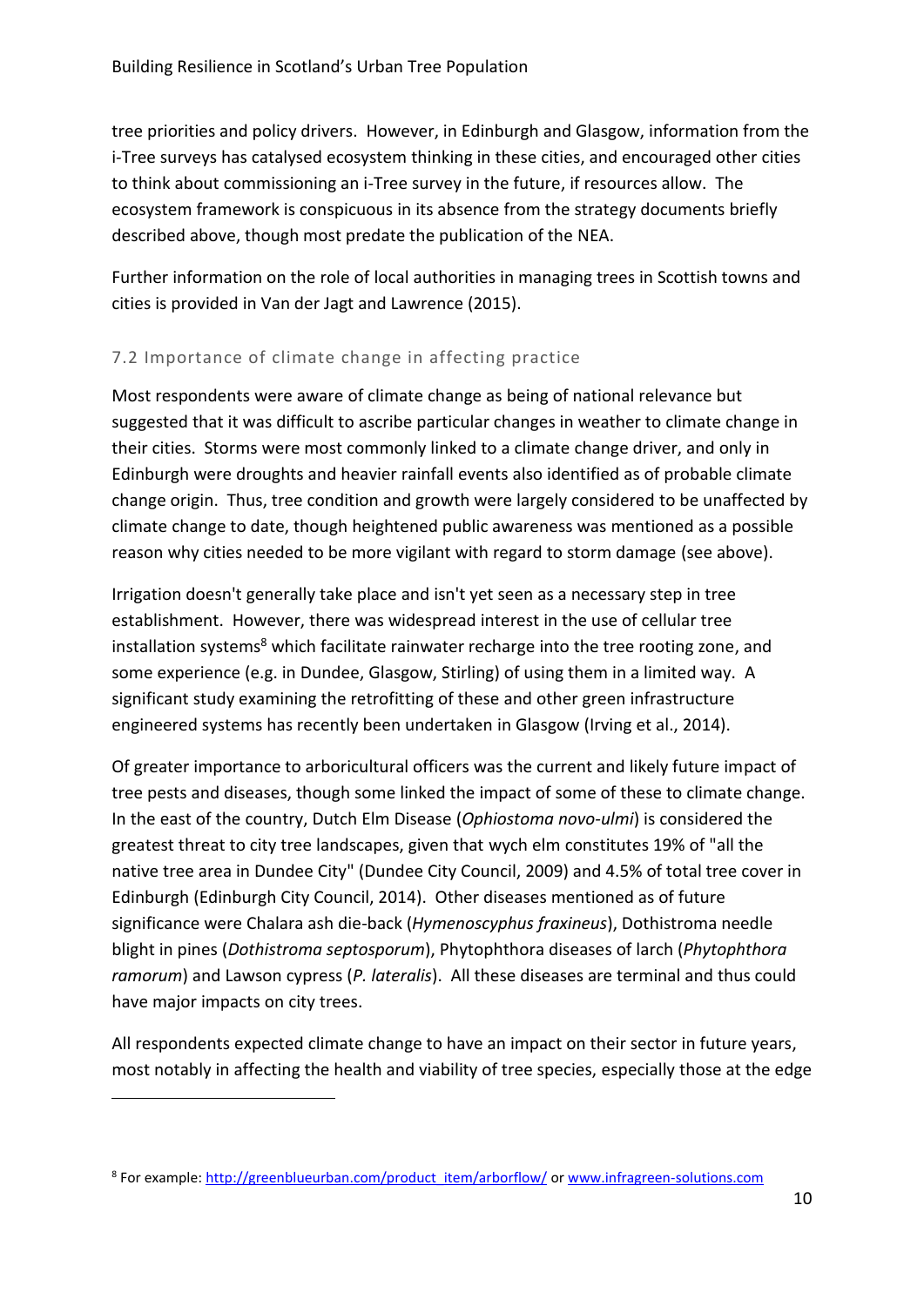tree priorities and policy drivers. However, in Edinburgh and Glasgow, information from the i-Tree surveys has catalysed ecosystem thinking in these cities, and encouraged other cities to think about commissioning an i-Tree survey in the future, if resources allow. The ecosystem framework is conspicuous in its absence from the strategy documents briefly described above, though most predate the publication of the NEA.

Further information on the role of local authorities in managing trees in Scottish towns and cities is provided in Van der Jagt and Lawrence (2015).

## 7.2 Importance of climate change in affecting practice

Most respondents were aware of climate change as being of national relevance but suggested that it was difficult to ascribe particular changes in weather to climate change in their cities. Storms were most commonly linked to a climate change driver, and only in Edinburgh were droughts and heavier rainfall events also identified as of probable climate change origin. Thus, tree condition and growth were largely considered to be unaffected by climate change to date, though heightened public awareness was mentioned as a possible reason why cities needed to be more vigilant with regard to storm damage (see above).

Irrigation doesn't generally take place and isn't yet seen as a necessary step in tree establishment. However, there was widespread interest in the use of cellular tree installation systems[8] which facilitate rainwater recharge into the tree rooting zone, and some experience (e.g. in Dundee, Glasgow, Stirling) of using them in a limited way. A significant study examining the retrofitting of these and other green infrastructure engineered systems has recently been undertaken in Glasgow (Irving et al., 2014).

Of greater importance to arboricultural officers was the current and likely future impact of tree pests and diseases, though some linked the impact of some of these to climate change. In the east of the country, Dutch Elm Disease (*Ophiostoma novo-ulmi*) is considered the greatest threat to city tree landscapes, given that wych elm constitutes 19% of "all the native tree area in Dundee City" (Dundee City Council, 2009) and 4.5% of total tree cover in Edinburgh (Edinburgh City Council, 2014). Other diseases mentioned as of future significance were Chalara ash die-back (*Hymenoscyphus fraxineus*), Dothistroma needle blight in pines (*Dothistroma septosporum*), Phytophthora diseases of larch (*Phytophthora ramorum*) and Lawson cypress (*P. lateralis*). All these diseases are terminal and thus could have major impacts on city trees.

All respondents expected climate change to have an impact on their sector in future years, most notably in affecting the health and viability of tree species, especially those at the edge

---

[8] For example: http://greenblueurban.com/product_item/arborflow/ or www.infragreen-solutions.com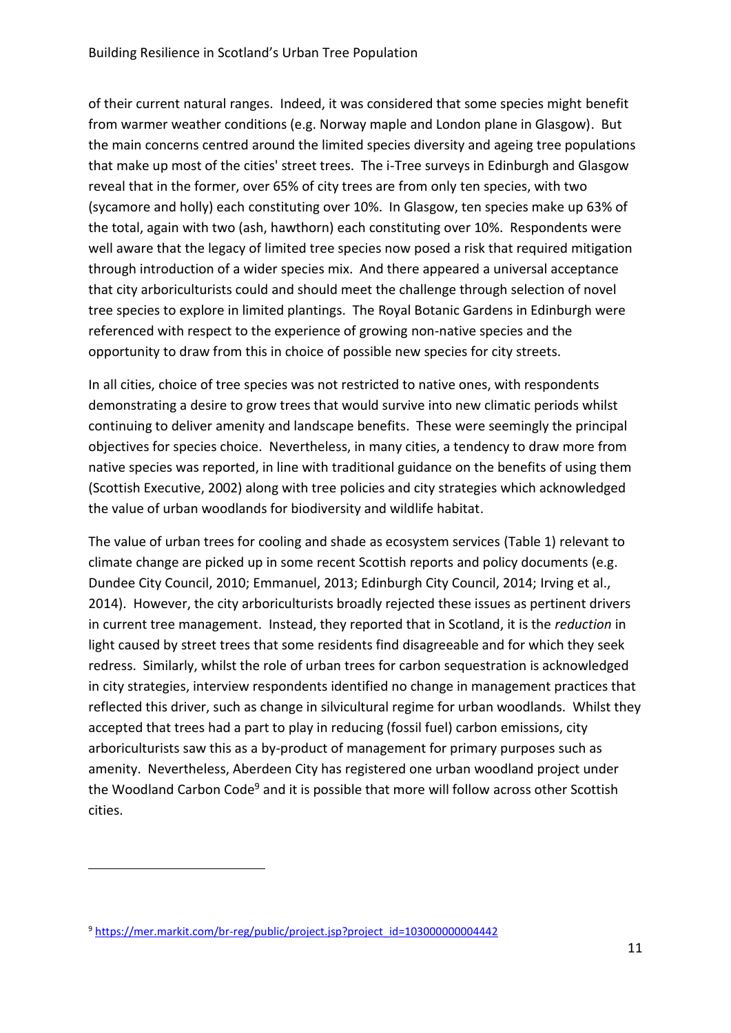of their current natural ranges. Indeed, it was considered that some species might benefit from warmer weather conditions (e.g. Norway maple and London plane in Glasgow). But the main concerns centred around the limited species diversity and ageing tree populations that make up most of the cities' street trees. The i-Tree surveys in Edinburgh and Glasgow reveal that in the former, over 65% of city trees are from only ten species, with two (sycamore and holly) each constituting over 10%. In Glasgow, ten species make up 63% of the total, again with two (ash, hawthorn) each constituting over 10%. Respondents were well aware that the legacy of limited tree species now posed a risk that required mitigation through introduction of a wider species mix. And there appeared a universal acceptance that city arboriculturists could and should meet the challenge through selection of novel tree species to explore in limited plantings. The Royal Botanic Gardens in Edinburgh were referenced with respect to the experience of growing non-native species and the opportunity to draw from this in choice of possible new species for city streets.

In all cities, choice of tree species was not restricted to native ones, with respondents demonstrating a desire to grow trees that would survive into new climatic periods whilst continuing to deliver amenity and landscape benefits. These were seemingly the principal objectives for species choice. Nevertheless, in many cities, a tendency to draw more from native species was reported, in line with traditional guidance on the benefits of using them (Scottish Executive, 2002) along with tree policies and city strategies which acknowledged the value of urban woodlands for biodiversity and wildlife habitat.

The value of urban trees for cooling and shade as ecosystem services (Table 1) relevant to climate change are picked up in some recent Scottish reports and policy documents (e.g. Dundee City Council, 2010; Emmanuel, 2013; Edinburgh City Council, 2014; Irving et al., 2014). However, the city arboriculturists broadly rejected these issues as pertinent drivers in current tree management. Instead, they reported that in Scotland, it is the *reduction* in light caused by street trees that some residents find disagreeable and for which they seek redress. Similarly, whilst the role of urban trees for carbon sequestration is acknowledged in city strategies, interview respondents identified no change in management practices that reflected this driver, such as change in silvicultural regime for urban woodlands. Whilst they accepted that trees had a part to play in reducing (fossil fuel) carbon emissions, city arboriculturists saw this as a by-product of management for primary purposes such as amenity. Nevertheless, Aberdeen City has registered one urban woodland project under the Woodland Carbon Code[9] and it is possible that more will follow across other Scottish cities.

---

[9] https://mer.markit.com/br-reg/public/project.jsp?project_id=103000000004442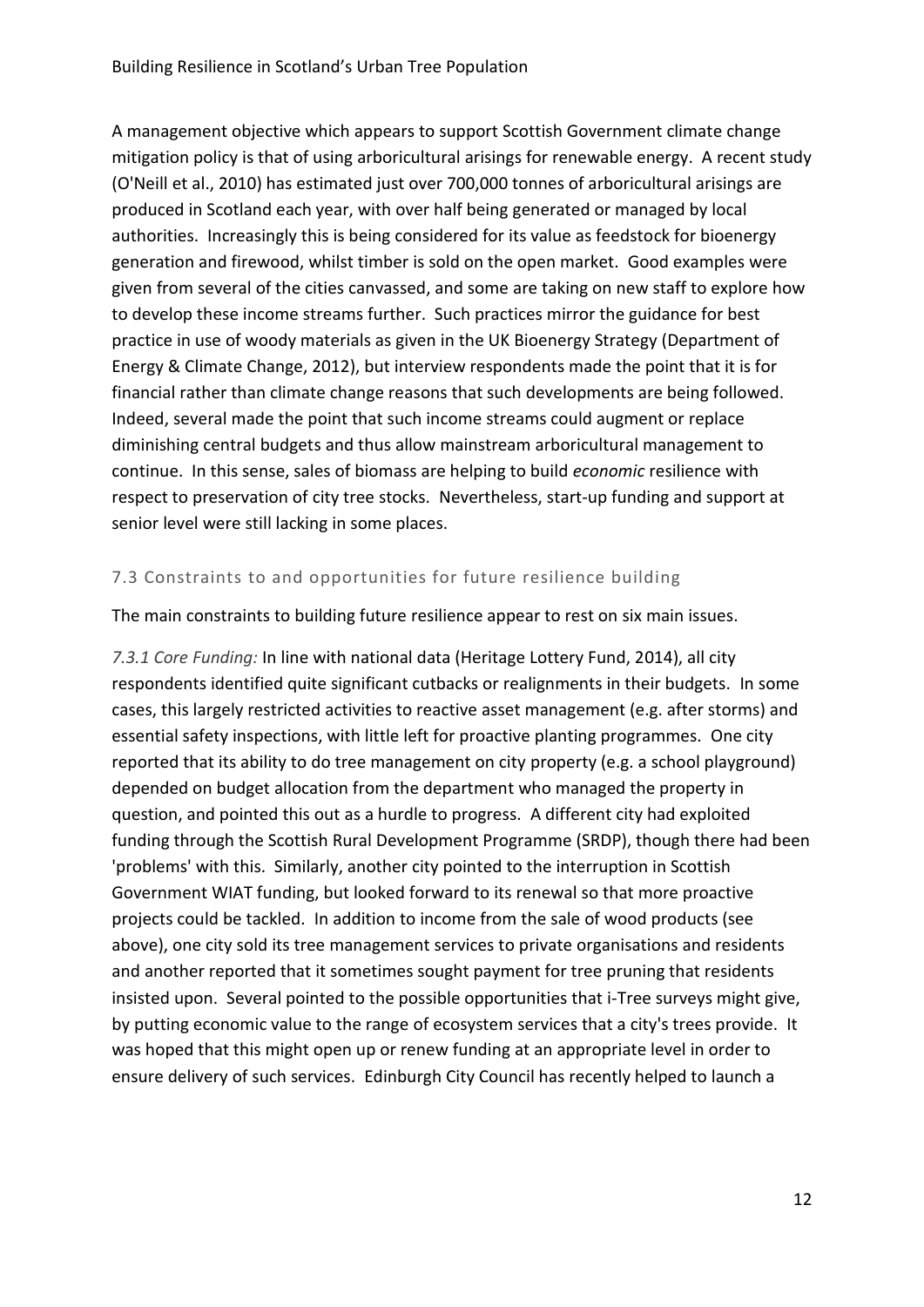A management objective which appears to support Scottish Government climate change mitigation policy is that of using arboricultural arisings for renewable energy. A recent study (O'Neill et al., 2010) has estimated just over 700,000 tonnes of arboricultural arisings are produced in Scotland each year, with over half being generated or managed by local authorities. Increasingly this is being considered for its value as feedstock for bioenergy generation and firewood, whilst timber is sold on the open market. Good examples were given from several of the cities canvassed, and some are taking on new staff to explore how to develop these income streams further. Such practices mirror the guidance for best practice in use of woody materials as given in the UK Bioenergy Strategy (Department of Energy & Climate Change, 2012), but interview respondents made the point that it is for financial rather than climate change reasons that such developments are being followed. Indeed, several made the point that such income streams could augment or replace diminishing central budgets and thus allow mainstream arboricultural management to continue. In this sense, sales of biomass are helping to build *economic* resilience with respect to preservation of city tree stocks. Nevertheless, start-up funding and support at senior level were still lacking in some places.

### 7.3 Constraints to and opportunities for future resilience building

The main constraints to building future resilience appear to rest on six main issues.

*7.3.1 Core Funding:* In line with national data (Heritage Lottery Fund, 2014), all city respondents identified quite significant cutbacks or realignments in their budgets. In some cases, this largely restricted activities to reactive asset management (e.g. after storms) and essential safety inspections, with little left for proactive planting programmes. One city reported that its ability to do tree management on city property (e.g. a school playground) depended on budget allocation from the department who managed the property in question, and pointed this out as a hurdle to progress. A different city had exploited funding through the Scottish Rural Development Programme (SRDP), though there had been 'problems' with this. Similarly, another city pointed to the interruption in Scottish Government WIAT funding, but looked forward to its renewal so that more proactive projects could be tackled. In addition to income from the sale of wood products (see above), one city sold its tree management services to private organisations and residents and another reported that it sometimes sought payment for tree pruning that residents insisted upon. Several pointed to the possible opportunities that i-Tree surveys might give, by putting economic value to the range of ecosystem services that a city's trees provide. It was hoped that this might open up or renew funding at an appropriate level in order to ensure delivery of such services. Edinburgh City Council has recently helped to launch a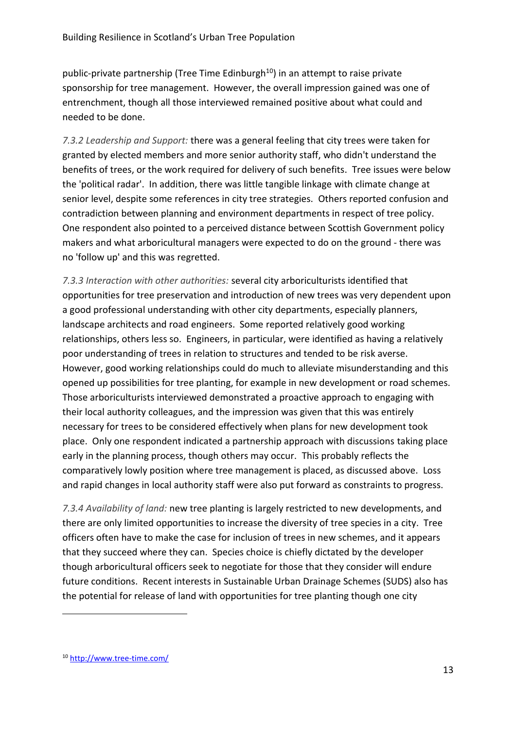public-private partnership (Tree Time Edinburgh[10]) in an attempt to raise private sponsorship for tree management. However, the overall impression gained was one of entrenchment, though all those interviewed remained positive about what could and needed to be done.

*7.3.2 Leadership and Support:* there was a general feeling that city trees were taken for granted by elected members and more senior authority staff, who didn't understand the benefits of trees, or the work required for delivery of such benefits. Tree issues were below the 'political radar'. In addition, there was little tangible linkage with climate change at senior level, despite some references in city tree strategies. Others reported confusion and contradiction between planning and environment departments in respect of tree policy. One respondent also pointed to a perceived distance between Scottish Government policy makers and what arboricultural managers were expected to do on the ground - there was no 'follow up' and this was regretted.

*7.3.3 Interaction with other authorities:* several city arboriculturists identified that opportunities for tree preservation and introduction of new trees was very dependent upon a good professional understanding with other city departments, especially planners, landscape architects and road engineers. Some reported relatively good working relationships, others less so. Engineers, in particular, were identified as having a relatively poor understanding of trees in relation to structures and tended to be risk averse. However, good working relationships could do much to alleviate misunderstanding and this opened up possibilities for tree planting, for example in new development or road schemes. Those arboriculturists interviewed demonstrated a proactive approach to engaging with their local authority colleagues, and the impression was given that this was entirely necessary for trees to be considered effectively when plans for new development took place. Only one respondent indicated a partnership approach with discussions taking place early in the planning process, though others may occur. This probably reflects the comparatively lowly position where tree management is placed, as discussed above. Loss and rapid changes in local authority staff were also put forward as constraints to progress.

*7.3.4 Availability of land:* new tree planting is largely restricted to new developments, and there are only limited opportunities to increase the diversity of tree species in a city. Tree officers often have to make the case for inclusion of trees in new schemes, and it appears that they succeed where they can. Species choice is chiefly dictated by the developer though arboricultural officers seek to negotiate for those that they consider will endure future conditions. Recent interests in Sustainable Urban Drainage Schemes (SUDS) also has the potential for release of land with opportunities for tree planting though one city

---

[10] http://www.tree-time.com/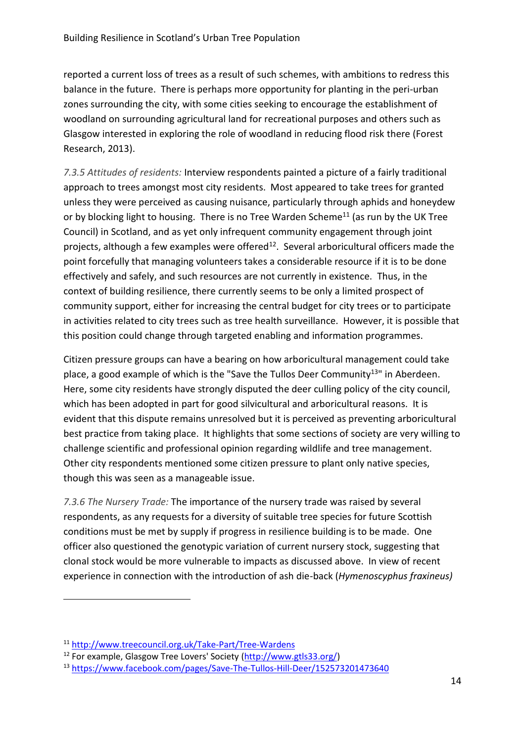reported a current loss of trees as a result of such schemes, with ambitions to redress this balance in the future. There is perhaps more opportunity for planting in the peri-urban zones surrounding the city, with some cities seeking to encourage the establishment of woodland on surrounding agricultural land for recreational purposes and others such as Glasgow interested in exploring the role of woodland in reducing flood risk there (Forest Research, 2013).

*7.3.5 Attitudes of residents:* Interview respondents painted a picture of a fairly traditional approach to trees amongst most city residents. Most appeared to take trees for granted unless they were perceived as causing nuisance, particularly through aphids and honeydew or by blocking light to housing. There is no Tree Warden Scheme[11] (as run by the UK Tree Council) in Scotland, and as yet only infrequent community engagement through joint projects, although a few examples were offered[12]. Several arboricultural officers made the point forcefully that managing volunteers takes a considerable resource if it is to be done effectively and safely, and such resources are not currently in existence. Thus, in the context of building resilience, there currently seems to be only a limited prospect of community support, either for increasing the central budget for city trees or to participate in activities related to city trees such as tree health surveillance. However, it is possible that this position could change through targeted enabling and information programmes.

Citizen pressure groups can have a bearing on how arboricultural management could take place, a good example of which is the "Save the Tullos Deer Community[13]" in Aberdeen. Here, some city residents have strongly disputed the deer culling policy of the city council, which has been adopted in part for good silvicultural and arboricultural reasons. It is evident that this dispute remains unresolved but it is perceived as preventing arboricultural best practice from taking place. It highlights that some sections of society are very willing to challenge scientific and professional opinion regarding wildlife and tree management. Other city respondents mentioned some citizen pressure to plant only native species, though this was seen as a manageable issue.

*7.3.6 The Nursery Trade:* The importance of the nursery trade was raised by several respondents, as any requests for a diversity of suitable tree species for future Scottish conditions must be met by supply if progress in resilience building is to be made. One officer also questioned the genotypic variation of current nursery stock, suggesting that clonal stock would be more vulnerable to impacts as discussed above. In view of recent experience in connection with the introduction of ash die-back (*Hymenoscyphus fraxineus)*

---

[11] http://www.treecouncil.org.uk/Take-Part/Tree-Wardens

[12] For example, Glasgow Tree Lovers' Society (http://www.gtls33.org/)

[13] https://www.facebook.com/pages/Save-The-Tullos-Hill-Deer/152573201473640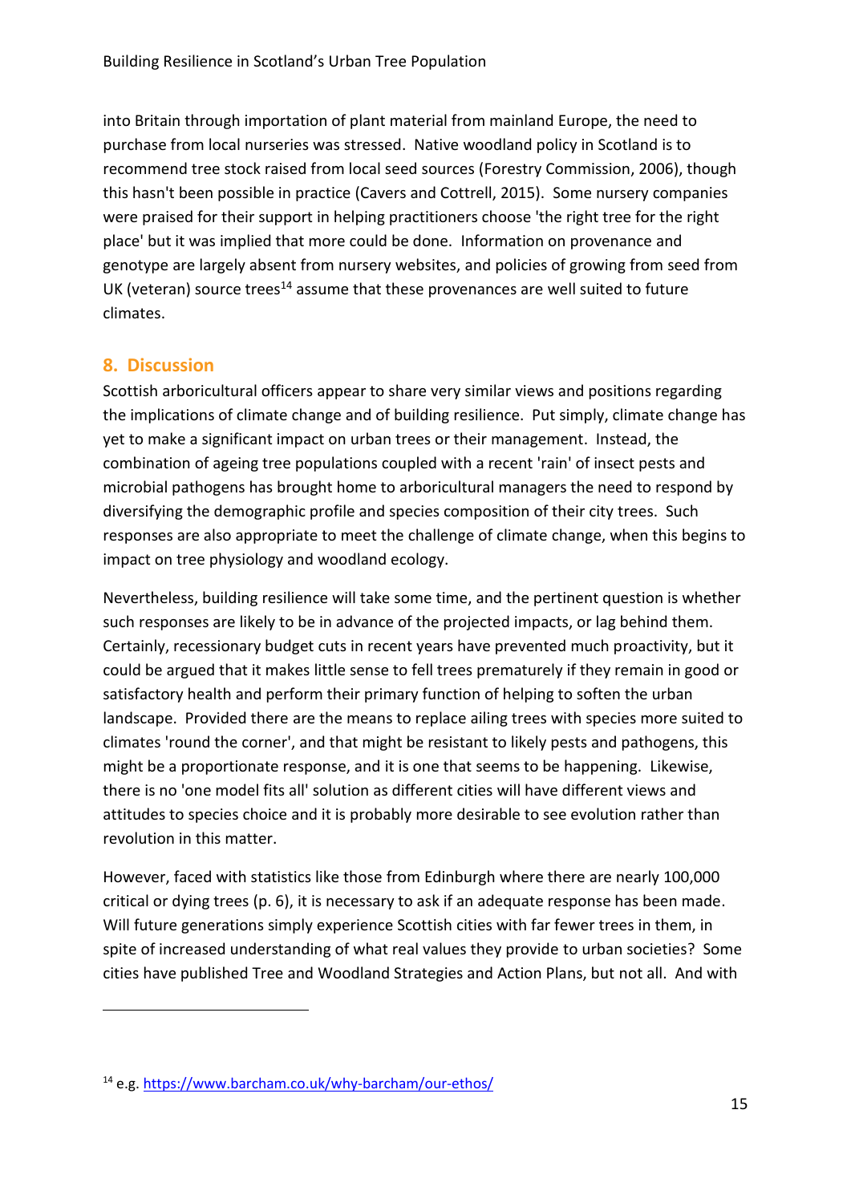into Britain through importation of plant material from mainland Europe, the need to purchase from local nurseries was stressed. Native woodland policy in Scotland is to recommend tree stock raised from local seed sources (Forestry Commission, 2006), though this hasn't been possible in practice (Cavers and Cottrell, 2015). Some nursery companies were praised for their support in helping practitioners choose 'the right tree for the right place' but it was implied that more could be done. Information on provenance and genotype are largely absent from nursery websites, and policies of growing from seed from UK (veteran) source trees[14] assume that these provenances are well suited to future climates.

## 8. Discussion

Scottish arboricultural officers appear to share very similar views and positions regarding the implications of climate change and of building resilience. Put simply, climate change has yet to make a significant impact on urban trees or their management. Instead, the combination of ageing tree populations coupled with a recent 'rain' of insect pests and microbial pathogens has brought home to arboricultural managers the need to respond by diversifying the demographic profile and species composition of their city trees. Such responses are also appropriate to meet the challenge of climate change, when this begins to impact on tree physiology and woodland ecology.

Nevertheless, building resilience will take some time, and the pertinent question is whether such responses are likely to be in advance of the projected impacts, or lag behind them. Certainly, recessionary budget cuts in recent years have prevented much proactivity, but it could be argued that it makes little sense to fell trees prematurely if they remain in good or satisfactory health and perform their primary function of helping to soften the urban landscape. Provided there are the means to replace ailing trees with species more suited to climates 'round the corner', and that might be resistant to likely pests and pathogens, this might be a proportionate response, and it is one that seems to be happening. Likewise, there is no 'one model fits all' solution as different cities will have different views and attitudes to species choice and it is probably more desirable to see evolution rather than revolution in this matter.

However, faced with statistics like those from Edinburgh where there are nearly 100,000 critical or dying trees (p. 6), it is necessary to ask if an adequate response has been made. Will future generations simply experience Scottish cities with far fewer trees in them, in spite of increased understanding of what real values they provide to urban societies? Some cities have published Tree and Woodland Strategies and Action Plans, but not all. And with

[14] e.g. https://www.barcham.co.uk/why-barcham/our-ethos/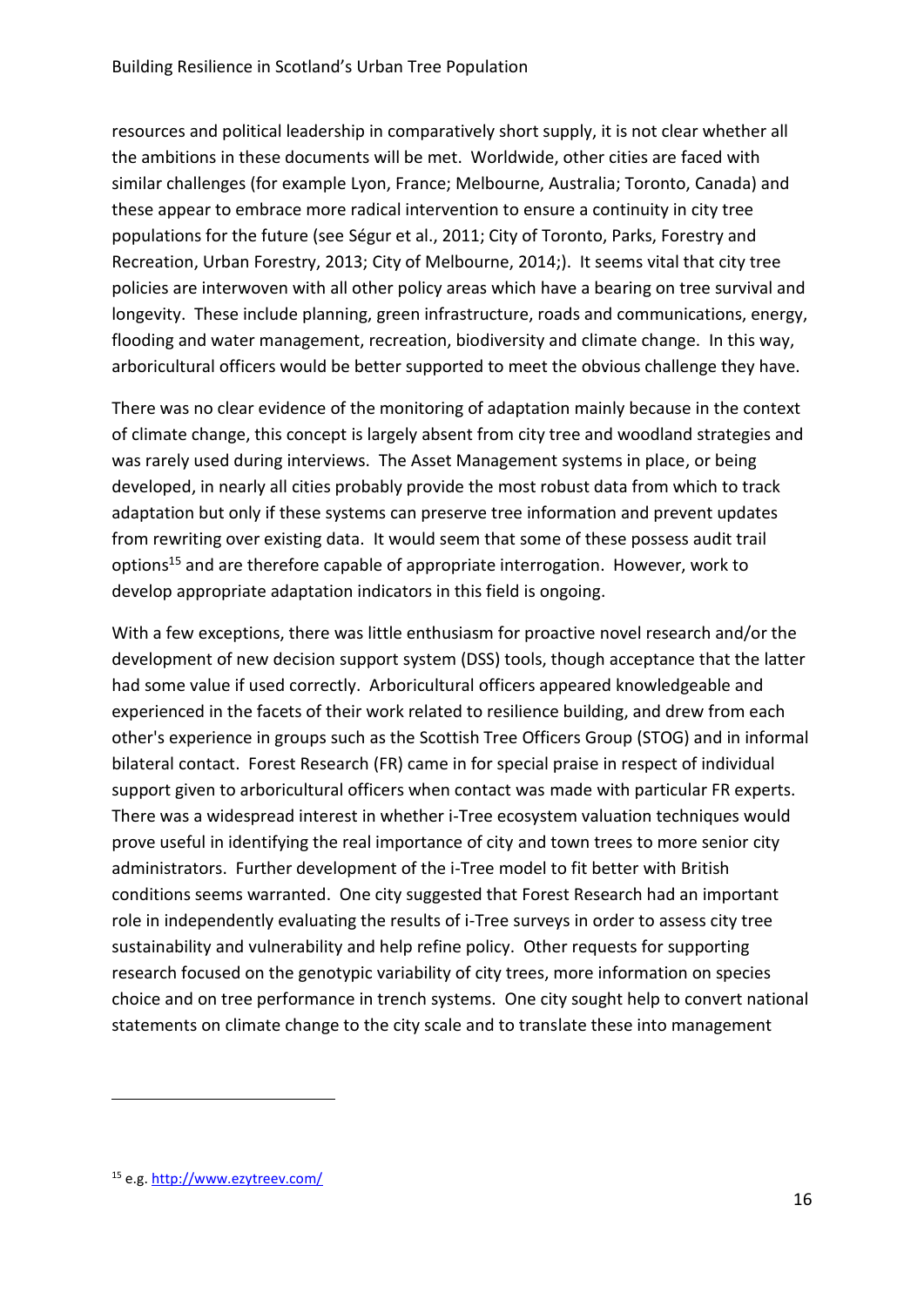resources and political leadership in comparatively short supply, it is not clear whether all the ambitions in these documents will be met. Worldwide, other cities are faced with similar challenges (for example Lyon, France; Melbourne, Australia; Toronto, Canada) and these appear to embrace more radical intervention to ensure a continuity in city tree populations for the future (see Ségur et al., 2011; City of Toronto, Parks, Forestry and Recreation, Urban Forestry, 2013; City of Melbourne, 2014;). It seems vital that city tree policies are interwoven with all other policy areas which have a bearing on tree survival and longevity. These include planning, green infrastructure, roads and communications, energy, flooding and water management, recreation, biodiversity and climate change. In this way, arboricultural officers would be better supported to meet the obvious challenge they have.

There was no clear evidence of the monitoring of adaptation mainly because in the context of climate change, this concept is largely absent from city tree and woodland strategies and was rarely used during interviews. The Asset Management systems in place, or being developed, in nearly all cities probably provide the most robust data from which to track adaptation but only if these systems can preserve tree information and prevent updates from rewriting over existing data. It would seem that some of these possess audit trail options[15] and are therefore capable of appropriate interrogation. However, work to develop appropriate adaptation indicators in this field is ongoing.

With a few exceptions, there was little enthusiasm for proactive novel research and/or the development of new decision support system (DSS) tools, though acceptance that the latter had some value if used correctly. Arboricultural officers appeared knowledgeable and experienced in the facets of their work related to resilience building, and drew from each other's experience in groups such as the Scottish Tree Officers Group (STOG) and in informal bilateral contact. Forest Research (FR) came in for special praise in respect of individual support given to arboricultural officers when contact was made with particular FR experts. There was a widespread interest in whether i-Tree ecosystem valuation techniques would prove useful in identifying the real importance of city and town trees to more senior city administrators. Further development of the i-Tree model to fit better with British conditions seems warranted. One city suggested that Forest Research had an important role in independently evaluating the results of i-Tree surveys in order to assess city tree sustainability and vulnerability and help refine policy. Other requests for supporting research focused on the genotypic variability of city trees, more information on species choice and on tree performance in trench systems. One city sought help to convert national statements on climate change to the city scale and to translate these into management

---

[15] e.g. http://www.ezytreev.com/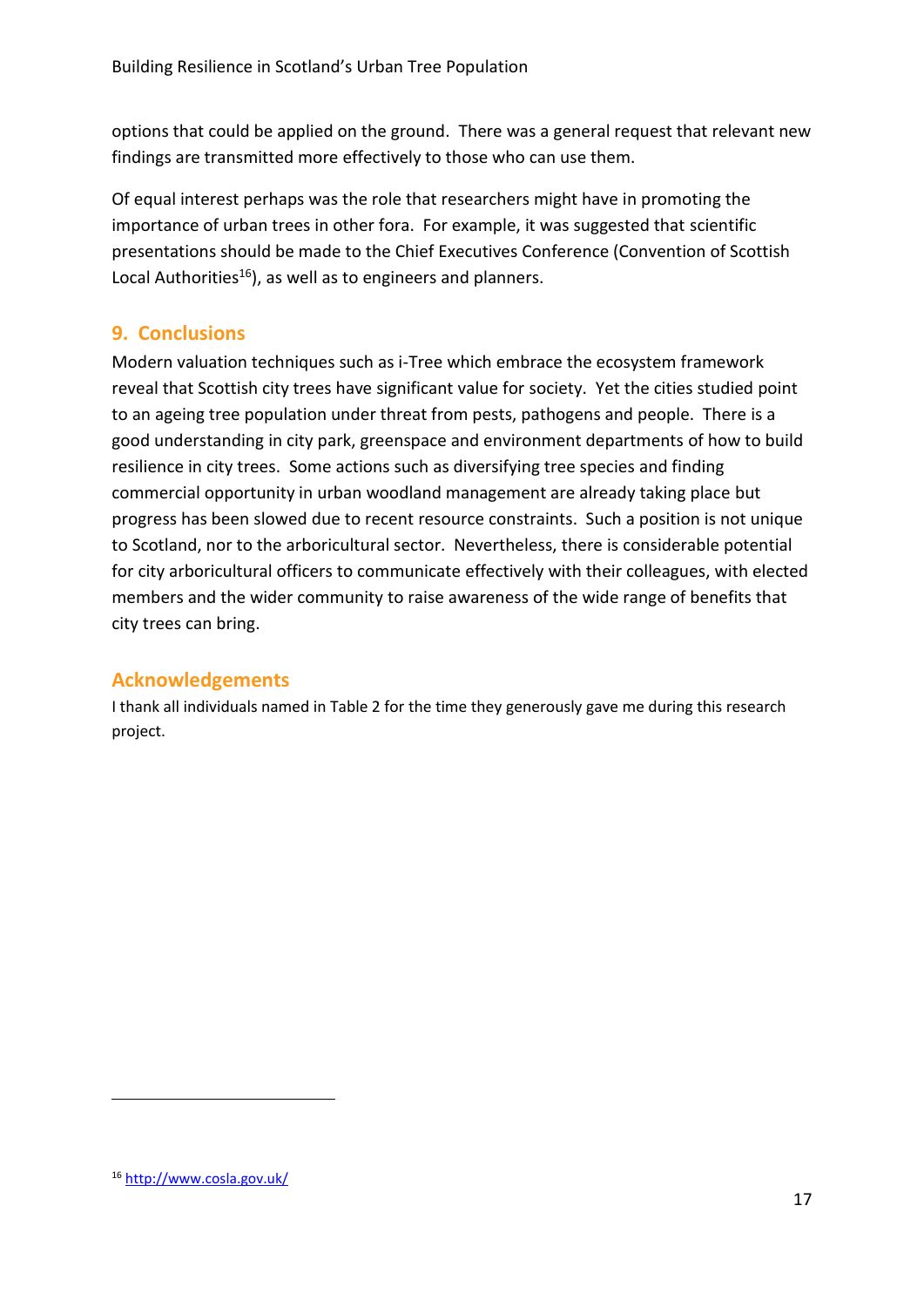options that could be applied on the ground. There was a general request that relevant new findings are transmitted more effectively to those who can use them.

Of equal interest perhaps was the role that researchers might have in promoting the importance of urban trees in other fora. For example, it was suggested that scientific presentations should be made to the Chief Executives Conference (Convention of Scottish Local Authorities[16]), as well as to engineers and planners.

## 9. Conclusions

Modern valuation techniques such as i-Tree which embrace the ecosystem framework reveal that Scottish city trees have significant value for society. Yet the cities studied point to an ageing tree population under threat from pests, pathogens and people. There is a good understanding in city park, greenspace and environment departments of how to build resilience in city trees. Some actions such as diversifying tree species and finding commercial opportunity in urban woodland management are already taking place but progress has been slowed due to recent resource constraints. Such a position is not unique to Scotland, nor to the arboricultural sector. Nevertheless, there is considerable potential for city arboricultural officers to communicate effectively with their colleagues, with elected members and the wider community to raise awareness of the wide range of benefits that city trees can bring.

## Acknowledgements

I thank all individuals named in Table 2 for the time they generously gave me during this research project.

---

[16] http://www.cosla.gov.uk/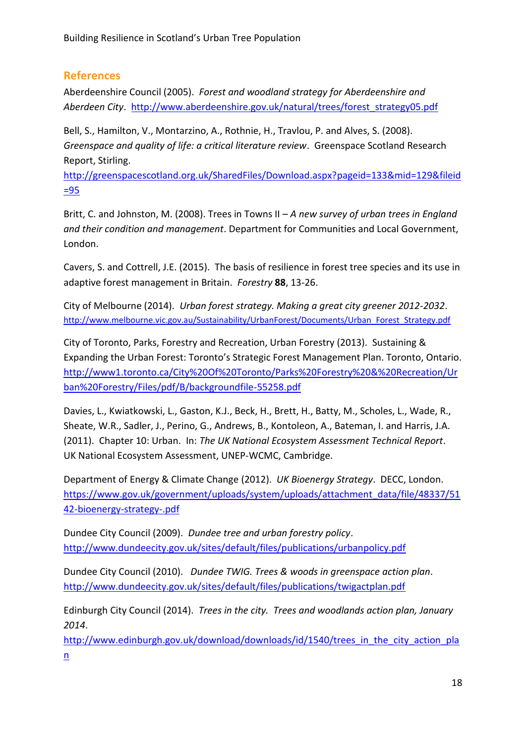## References

Aberdeenshire Council (2005). *Forest and woodland strategy for Aberdeenshire and Aberdeen City*. http://www.aberdeenshire.gov.uk/natural/trees/forest_strategy05.pdf

Bell, S., Hamilton, V., Montarzino, A., Rothnie, H., Travlou, P. and Alves, S. (2008). *Greenspace and quality of life: a critical literature review*. Greenspace Scotland Research Report, Stirling. http://greenspacescotland.org.uk/SharedFiles/Download.aspx?pageid=133&mid=129&fileid=95

Britt, C. and Johnston, M. (2008). Trees in Towns II – *A new survey of urban trees in England and their condition and management*. Department for Communities and Local Government, London.

Cavers, S. and Cottrell, J.E. (2015). The basis of resilience in forest tree species and its use in adaptive forest management in Britain. *Forestry* **88**, 13-26.

City of Melbourne (2014). *Urban forest strategy. Making a great city greener 2012-2032*. http://www.melbourne.vic.gov.au/Sustainability/UrbanForest/Documents/Urban_Forest_Strategy.pdf

City of Toronto, Parks, Forestry and Recreation, Urban Forestry (2013). Sustaining & Expanding the Urban Forest: Toronto's Strategic Forest Management Plan. Toronto, Ontario. http://www1.toronto.ca/City%20Of%20Toronto/Parks%20Forestry%20&%20Recreation/Urban%20Forestry/Files/pdf/B/backgroundfile-55258.pdf

Davies, L., Kwiatkowski, L., Gaston, K.J., Beck, H., Brett, H., Batty, M., Scholes, L., Wade, R., Sheate, W.R., Sadler, J., Perino, G., Andrews, B., Kontoleon, A., Bateman, I. and Harris, J.A. (2011). Chapter 10: Urban. In: *The UK National Ecosystem Assessment Technical Report*. UK National Ecosystem Assessment, UNEP-WCMC, Cambridge.

Department of Energy & Climate Change (2012). *UK Bioenergy Strategy*. DECC, London. https://www.gov.uk/government/uploads/system/uploads/attachment_data/file/48337/5142-bioenergy-strategy-.pdf

Dundee City Council (2009). *Dundee tree and urban forestry policy*. http://www.dundeecity.gov.uk/sites/default/files/publications/urbanpolicy.pdf

Dundee City Council (2010). *Dundee TWIG. Trees & woods in greenspace action plan*. http://www.dundeecity.gov.uk/sites/default/files/publications/twigactplan.pdf

Edinburgh City Council (2014). *Trees in the city. Trees and woodlands action plan, January 2014*. http://www.edinburgh.gov.uk/download/downloads/id/1540/trees_in_the_city_action_plan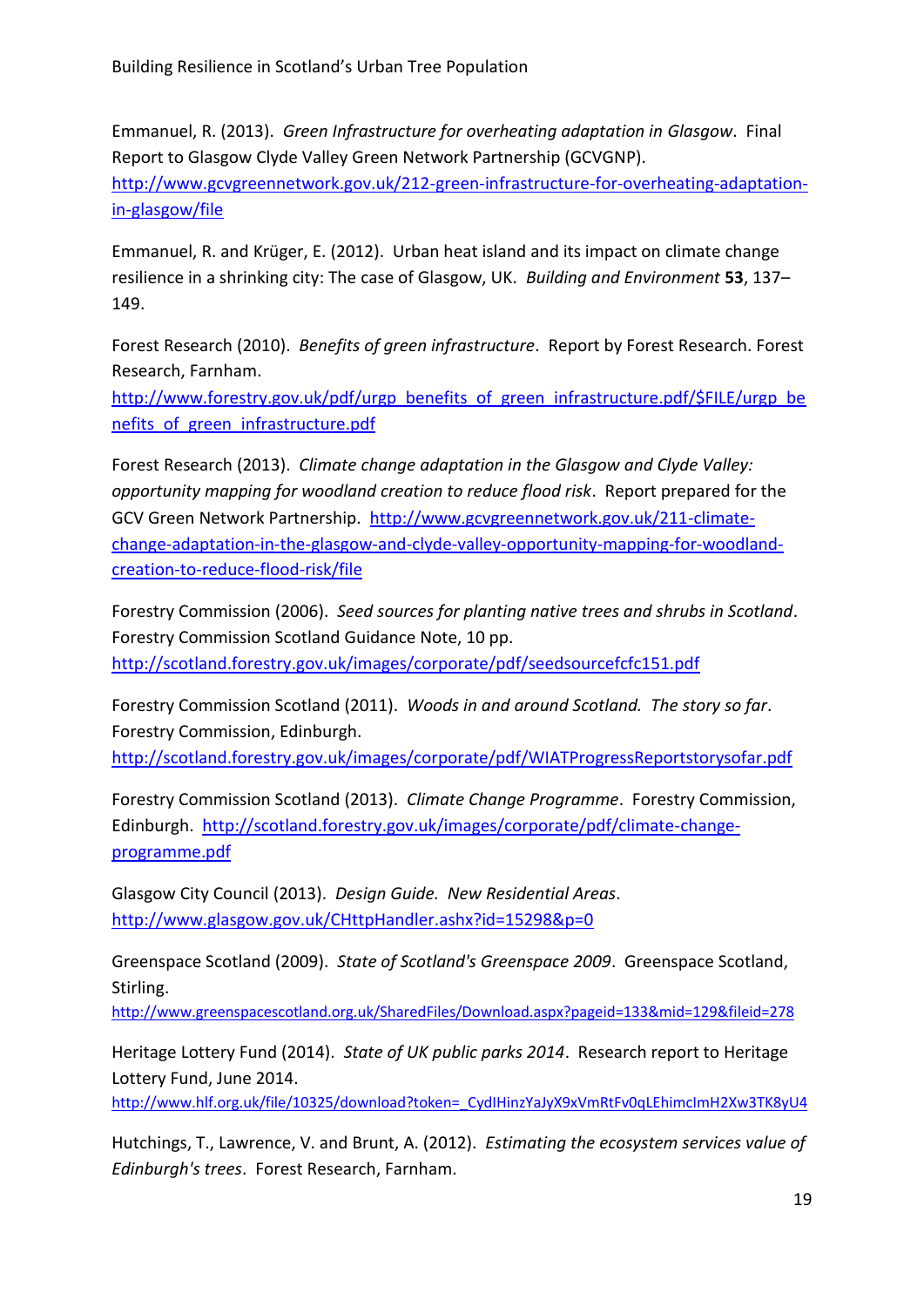Emmanuel, R. (2013). *Green Infrastructure for overheating adaptation in Glasgow*. Final Report to Glasgow Clyde Valley Green Network Partnership (GCVGNP). http://www.gcvgreennetwork.gov.uk/212-green-infrastructure-for-overheating-adaptation-in-glasgow/file

Emmanuel, R. and Krüger, E. (2012). Urban heat island and its impact on climate change resilience in a shrinking city: The case of Glasgow, UK. *Building and Environment* **53**, 137–149.

Forest Research (2010). *Benefits of green infrastructure*. Report by Forest Research. Forest Research, Farnham. http://www.forestry.gov.uk/pdf/urgp_benefits_of_green_infrastructure.pdf/$FILE/urgp_benefits_of_green_infrastructure.pdf

Forest Research (2013). *Climate change adaptation in the Glasgow and Clyde Valley: opportunity mapping for woodland creation to reduce flood risk*. Report prepared for the GCV Green Network Partnership. http://www.gcvgreennetwork.gov.uk/211-climate-change-adaptation-in-the-glasgow-and-clyde-valley-opportunity-mapping-for-woodland-creation-to-reduce-flood-risk/file

Forestry Commission (2006). *Seed sources for planting native trees and shrubs in Scotland*. Forestry Commission Scotland Guidance Note, 10 pp. http://scotland.forestry.gov.uk/images/corporate/pdf/seedsourcefcfc151.pdf

Forestry Commission Scotland (2011). *Woods in and around Scotland. The story so far*. Forestry Commission, Edinburgh. http://scotland.forestry.gov.uk/images/corporate/pdf/WIATProgressReportstorysofar.pdf

Forestry Commission Scotland (2013). *Climate Change Programme*. Forestry Commission, Edinburgh. http://scotland.forestry.gov.uk/images/corporate/pdf/climate-change-programme.pdf

Glasgow City Council (2013). *Design Guide. New Residential Areas*. http://www.glasgow.gov.uk/CHttpHandler.ashx?id=15298&p=0

Greenspace Scotland (2009). *State of Scotland's Greenspace 2009*. Greenspace Scotland, Stirling. http://www.greenspacescotland.org.uk/SharedFiles/Download.aspx?pageid=133&mid=129&fileid=278

Heritage Lottery Fund (2014). *State of UK public parks 2014*. Research report to Heritage Lottery Fund, June 2014. http://www.hlf.org.uk/file/10325/download?token=_CydIHinzYaJyX9xVmRtFv0qLEhimcImH2Xw3TK8yU4

Hutchings, T., Lawrence, V. and Brunt, A. (2012). *Estimating the ecosystem services value of Edinburgh's trees*. Forest Research, Farnham.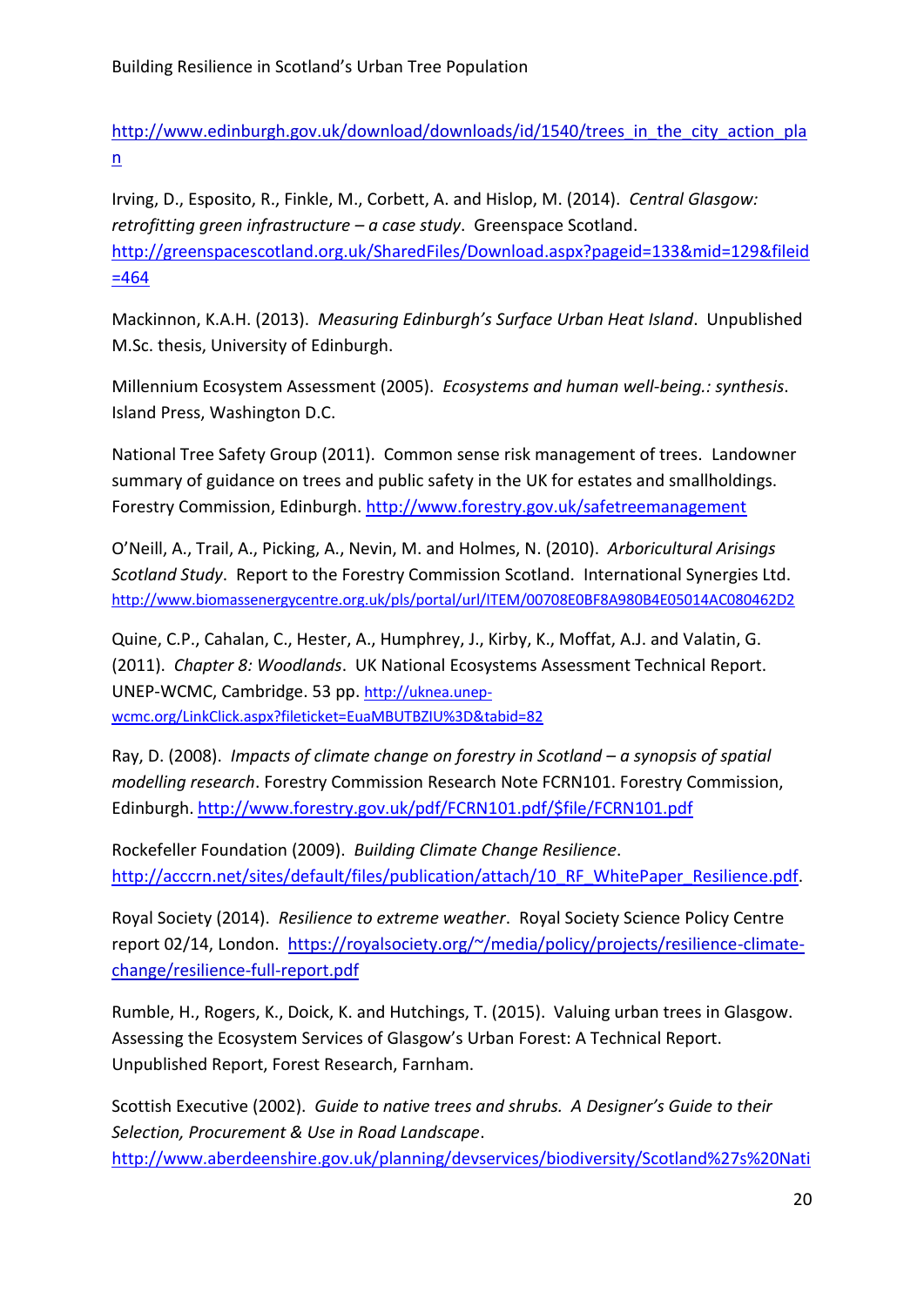http://www.edinburgh.gov.uk/download/downloads/id/1540/trees_in_the_city_action_plan

Irving, D., Esposito, R., Finkle, M., Corbett, A. and Hislop, M. (2014). *Central Glasgow: retrofitting green infrastructure – a case study*. Greenspace Scotland. http://greenspacescotland.org.uk/SharedFiles/Download.aspx?pageid=133&mid=129&fileid=464

Mackinnon, K.A.H. (2013). *Measuring Edinburgh's Surface Urban Heat Island*. Unpublished M.Sc. thesis, University of Edinburgh.

Millennium Ecosystem Assessment (2005). *Ecosystems and human well-being.: synthesis*. Island Press, Washington D.C.

National Tree Safety Group (2011). Common sense risk management of trees. Landowner summary of guidance on trees and public safety in the UK for estates and smallholdings. Forestry Commission, Edinburgh. http://www.forestry.gov.uk/safetreemanagement

O'Neill, A., Trail, A., Picking, A., Nevin, M. and Holmes, N. (2010). *Arboricultural Arisings Scotland Study*. Report to the Forestry Commission Scotland. International Synergies Ltd. http://www.biomassenergycentre.org.uk/pls/portal/url/ITEM/00708E0BF8A980B4E05014AC080462D2

Quine, C.P., Cahalan, C., Hester, A., Humphrey, J., Kirby, K., Moffat, A.J. and Valatin, G. (2011). *Chapter 8: Woodlands*. UK National Ecosystems Assessment Technical Report. UNEP-WCMC, Cambridge. 53 pp. http://uknea.unep-wcmc.org/LinkClick.aspx?fileticket=EuaMBUTBZIU%3D&tabid=82

Ray, D. (2008). *Impacts of climate change on forestry in Scotland – a synopsis of spatial modelling research*. Forestry Commission Research Note FCRN101. Forestry Commission, Edinburgh. http://www.forestry.gov.uk/pdf/FCRN101.pdf/$file/FCRN101.pdf

Rockefeller Foundation (2009). *Building Climate Change Resilience*. http://acccrn.net/sites/default/files/publication/attach/10_RF_WhitePaper_Resilience.pdf.

Royal Society (2014). *Resilience to extreme weather*. Royal Society Science Policy Centre report 02/14, London. https://royalsociety.org/~/media/policy/projects/resilience-climate-change/resilience-full-report.pdf

Rumble, H., Rogers, K., Doick, K. and Hutchings, T. (2015). Valuing urban trees in Glasgow. Assessing the Ecosystem Services of Glasgow's Urban Forest: A Technical Report. Unpublished Report, Forest Research, Farnham.

Scottish Executive (2002). *Guide to native trees and shrubs. A Designer's Guide to their Selection, Procurement & Use in Road Landscape*. http://www.aberdeenshire.gov.uk/planning/devservices/biodiversity/Scotland%27s%20Nati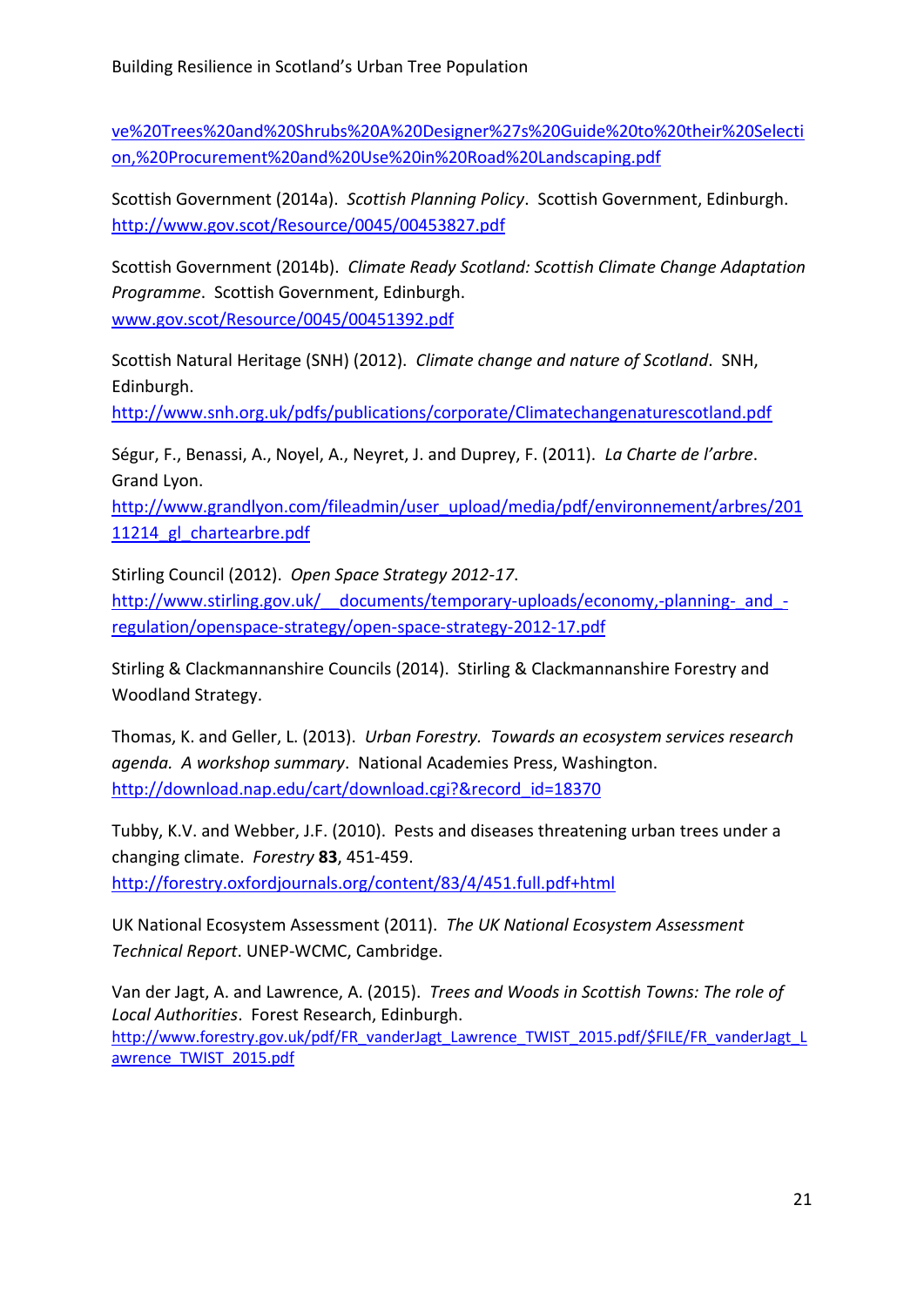ve%20Trees%20and%20Shrubs%20A%20Designer%27s%20Guide%20to%20their%20Selection,%20Procurement%20and%20Use%20in%20Road%20Landscaping.pdf

Scottish Government (2014a). *Scottish Planning Policy*. Scottish Government, Edinburgh. http://www.gov.scot/Resource/0045/00453827.pdf

Scottish Government (2014b). *Climate Ready Scotland: Scottish Climate Change Adaptation Programme*. Scottish Government, Edinburgh. www.gov.scot/Resource/0045/00451392.pdf

Scottish Natural Heritage (SNH) (2012). *Climate change and nature of Scotland*. SNH, Edinburgh. http://www.snh.org.uk/pdfs/publications/corporate/Climatechangenaturescotland.pdf

Ségur, F., Benassi, A., Noyel, A., Neyret, J. and Duprey, F. (2011). *La Charte de l'arbre*. Grand Lyon. http://www.grandlyon.com/fileadmin/user_upload/media/pdf/environnement/arbres/20111214_gl_chartearbre.pdf

Stirling Council (2012). *Open Space Strategy 2012-17*. http://www.stirling.gov.uk/__documents/temporary-uploads/economy,-planning-_and_-regulation/openspace-strategy/open-space-strategy-2012-17.pdf

Stirling & Clackmannanshire Councils (2014). Stirling & Clackmannanshire Forestry and Woodland Strategy.

Thomas, K. and Geller, L. (2013). *Urban Forestry. Towards an ecosystem services research agenda. A workshop summary*. National Academies Press, Washington. http://download.nap.edu/cart/download.cgi?&record_id=18370

Tubby, K.V. and Webber, J.F. (2010). Pests and diseases threatening urban trees under a changing climate. *Forestry* **83**, 451-459. http://forestry.oxfordjournals.org/content/83/4/451.full.pdf+html

UK National Ecosystem Assessment (2011). *The UK National Ecosystem Assessment Technical Report*. UNEP-WCMC, Cambridge.

Van der Jagt, A. and Lawrence, A. (2015). *Trees and Woods in Scottish Towns: The role of Local Authorities*. Forest Research, Edinburgh. http://www.forestry.gov.uk/pdf/FR_vanderJagt_Lawrence_TWIST_2015.pdf/$FILE/FR_vanderJagt_Lawrence_TWIST_2015.pdf